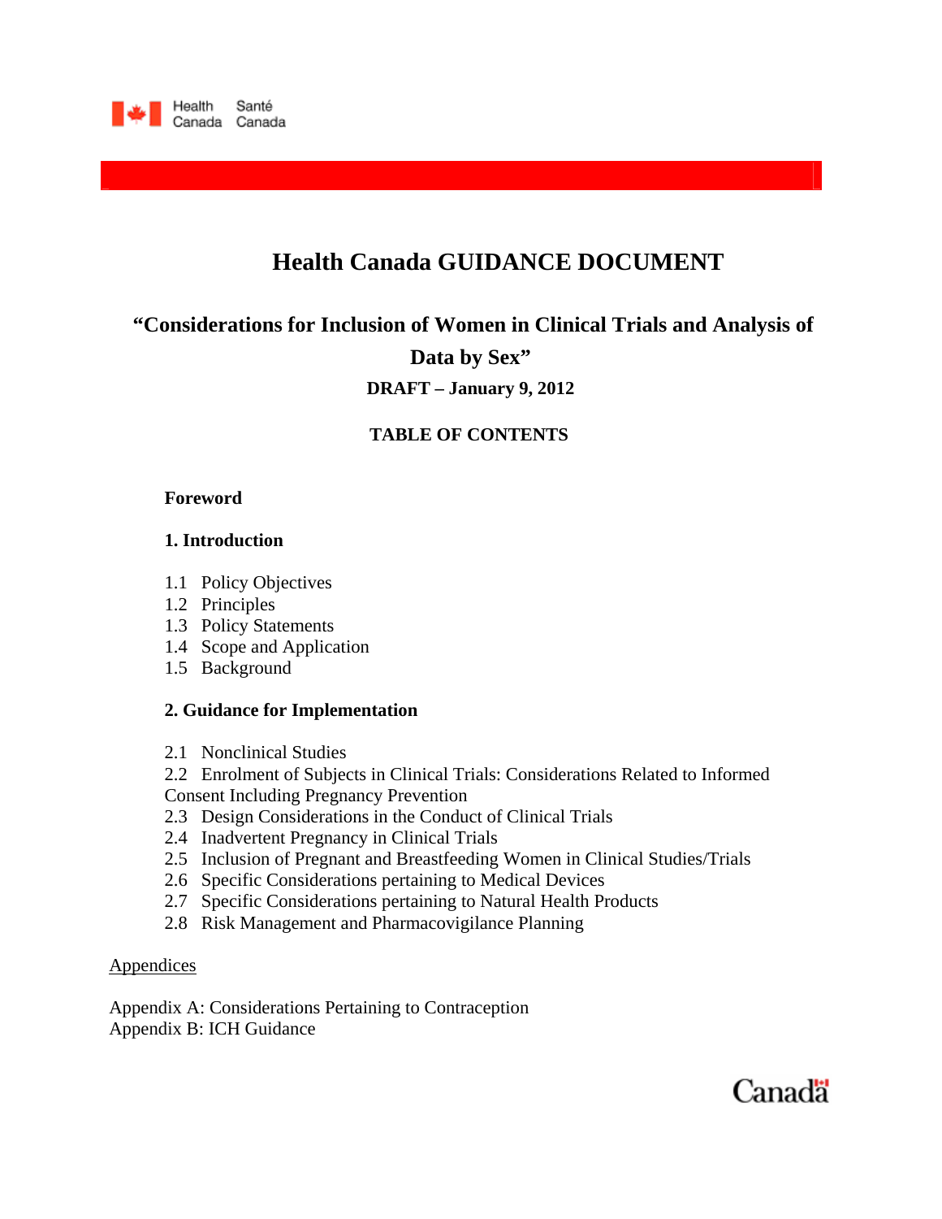Health Canada Santé Canada

# Health Canada GUIDANCE DOCUMENT

## "Considerations for Inclusion of Women in Clinical Trials and Analysis of Data by Sex"

**DRAFT – January 9, 2012**

**TABLE OF CONTENTS**

**Foreword**

**1. Introduction**

1.1 Policy Objectives
1.2 Principles
1.3 Policy Statements
1.4 Scope and Application
1.5 Background

**2. Guidance for Implementation**

2.1 Nonclinical Studies
2.2 Enrolment of Subjects in Clinical Trials: Considerations Related to Informed Consent Including Pregnancy Prevention
2.3 Design Considerations in the Conduct of Clinical Trials
2.4 Inadvertent Pregnancy in Clinical Trials
2.5 Inclusion of Pregnant and Breastfeeding Women in Clinical Studies/Trials
2.6 Specific Considerations pertaining to Medical Devices
2.7 Specific Considerations pertaining to Natural Health Products
2.8 Risk Management and Pharmacovigilance Planning

Appendices

Appendix A: Considerations Pertaining to Contraception
Appendix B: ICH Guidance

Canada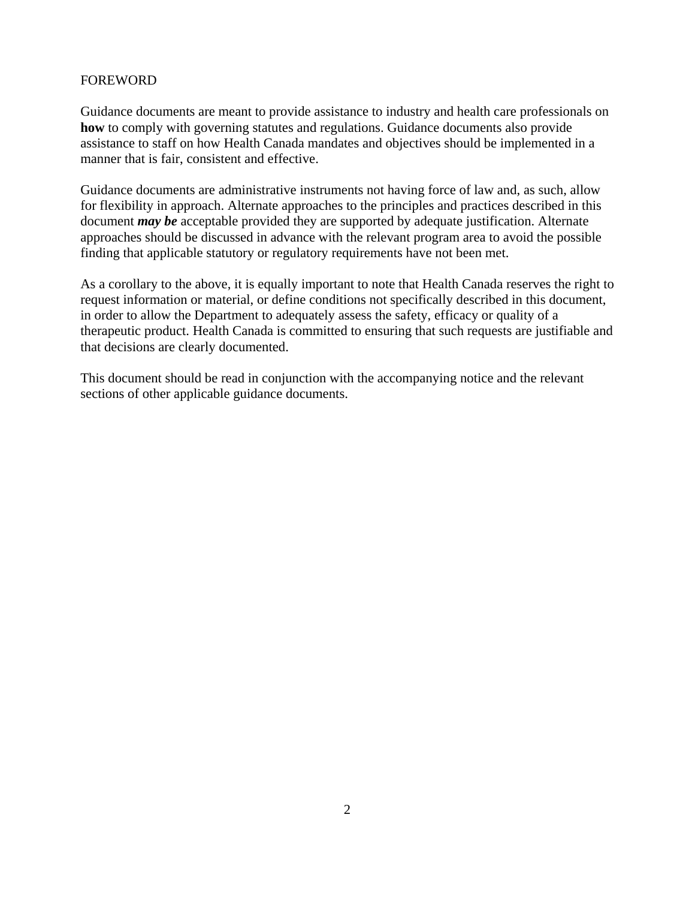## FOREWORD

Guidance documents are meant to provide assistance to industry and health care professionals on **how** to comply with governing statutes and regulations. Guidance documents also provide assistance to staff on how Health Canada mandates and objectives should be implemented in a manner that is fair, consistent and effective.

Guidance documents are administrative instruments not having force of law and, as such, allow for flexibility in approach. Alternate approaches to the principles and practices described in this document ***may be*** acceptable provided they are supported by adequate justification. Alternate approaches should be discussed in advance with the relevant program area to avoid the possible finding that applicable statutory or regulatory requirements have not been met.

As a corollary to the above, it is equally important to note that Health Canada reserves the right to request information or material, or define conditions not specifically described in this document, in order to allow the Department to adequately assess the safety, efficacy or quality of a therapeutic product. Health Canada is committed to ensuring that such requests are justifiable and that decisions are clearly documented.

This document should be read in conjunction with the accompanying notice and the relevant sections of other applicable guidance documents.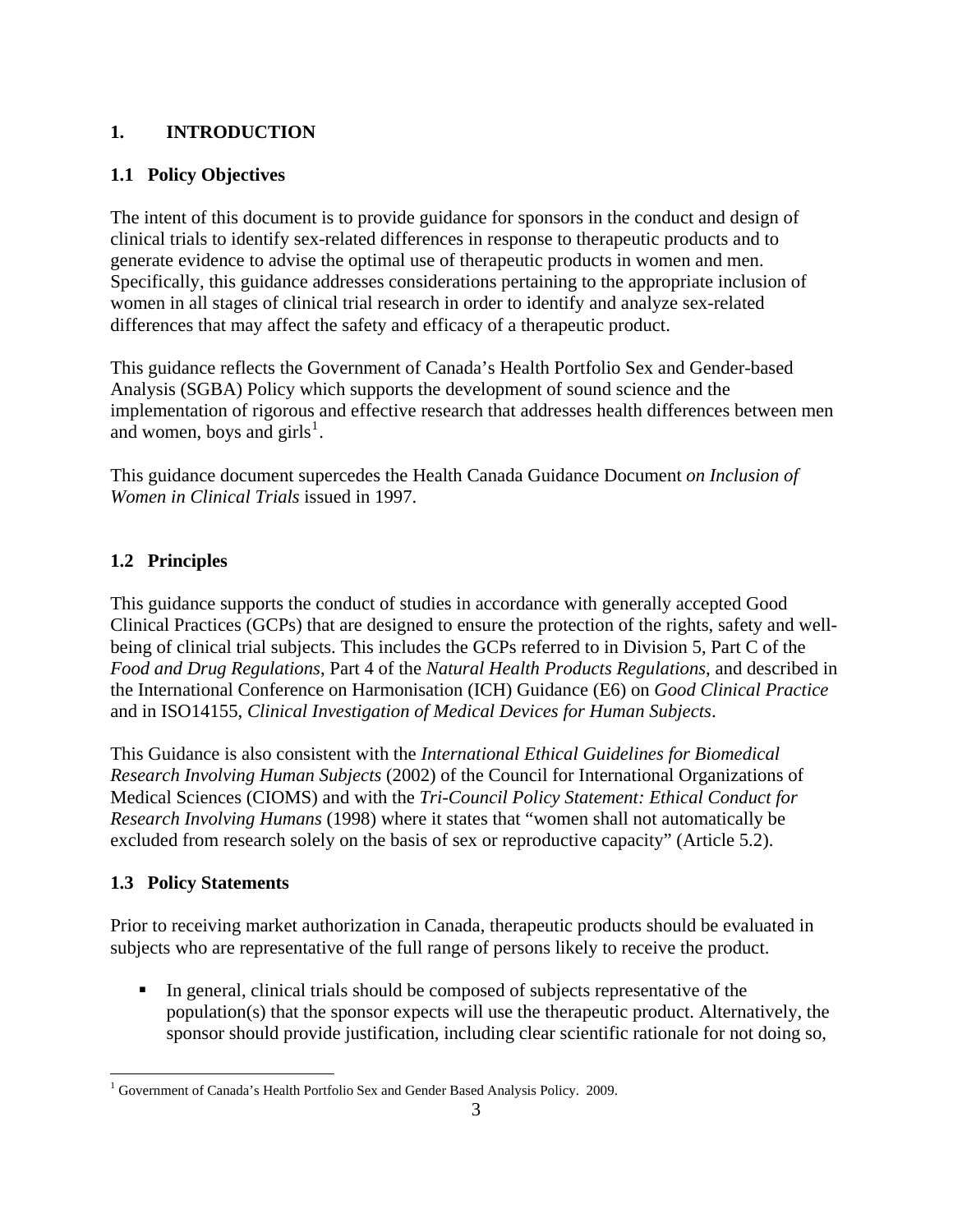## 1. INTRODUCTION

### 1.1 Policy Objectives

The intent of this document is to provide guidance for sponsors in the conduct and design of clinical trials to identify sex-related differences in response to therapeutic products and to generate evidence to advise the optimal use of therapeutic products in women and men. Specifically, this guidance addresses considerations pertaining to the appropriate inclusion of women in all stages of clinical trial research in order to identify and analyze sex-related differences that may affect the safety and efficacy of a therapeutic product.

This guidance reflects the Government of Canada's Health Portfolio Sex and Gender-based Analysis (SGBA) Policy which supports the development of sound science and the implementation of rigorous and effective research that addresses health differences between men and women, boys and girls[1].

This guidance document supercedes the Health Canada Guidance Document *on Inclusion of Women in Clinical Trials* issued in 1997.

### 1.2 Principles

This guidance supports the conduct of studies in accordance with generally accepted Good Clinical Practices (GCPs) that are designed to ensure the protection of the rights, safety and well-being of clinical trial subjects. This includes the GCPs referred to in Division 5, Part C of the *Food and Drug Regulations*, Part 4 of the *Natural Health Products Regulations*, and described in the International Conference on Harmonisation (ICH) Guidance (E6) on *Good Clinical Practice* and in ISO14155, *Clinical Investigation of Medical Devices for Human Subjects*.

This Guidance is also consistent with the *International Ethical Guidelines for Biomedical Research Involving Human Subjects* (2002) of the Council for International Organizations of Medical Sciences (CIOMS) and with the *Tri-Council Policy Statement: Ethical Conduct for Research Involving Humans* (1998) where it states that "women shall not automatically be excluded from research solely on the basis of sex or reproductive capacity" (Article 5.2).

### 1.3 Policy Statements

Prior to receiving market authorization in Canada, therapeutic products should be evaluated in subjects who are representative of the full range of persons likely to receive the product.

- In general, clinical trials should be composed of subjects representative of the population(s) that the sponsor expects will use the therapeutic product. Alternatively, the sponsor should provide justification, including clear scientific rationale for not doing so,

[1] Government of Canada's Health Portfolio Sex and Gender Based Analysis Policy. 2009.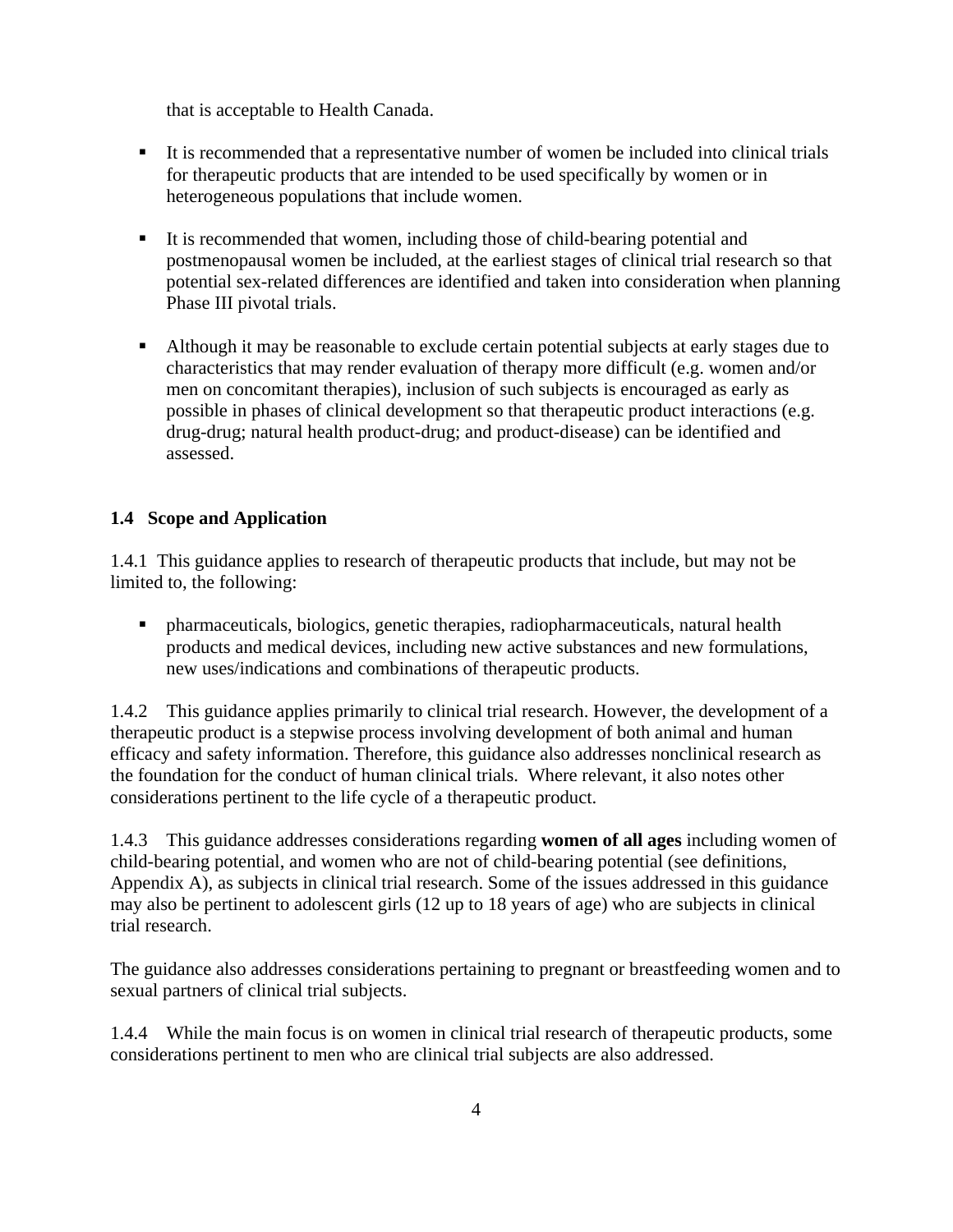that is acceptable to Health Canada.

- It is recommended that a representative number of women be included into clinical trials for therapeutic products that are intended to be used specifically by women or in heterogeneous populations that include women.

- It is recommended that women, including those of child-bearing potential and postmenopausal women be included, at the earliest stages of clinical trial research so that potential sex-related differences are identified and taken into consideration when planning Phase III pivotal trials.

- Although it may be reasonable to exclude certain potential subjects at early stages due to characteristics that may render evaluation of therapy more difficult (e.g. women and/or men on concomitant therapies), inclusion of such subjects is encouraged as early as possible in phases of clinical development so that therapeutic product interactions (e.g. drug-drug; natural health product-drug; and product-disease) can be identified and assessed.

### 1.4 Scope and Application

1.4.1 This guidance applies to research of therapeutic products that include, but may not be limited to, the following:

- pharmaceuticals, biologics, genetic therapies, radiopharmaceuticals, natural health products and medical devices, including new active substances and new formulations, new uses/indications and combinations of therapeutic products.

1.4.2 This guidance applies primarily to clinical trial research. However, the development of a therapeutic product is a stepwise process involving development of both animal and human efficacy and safety information. Therefore, this guidance also addresses nonclinical research as the foundation for the conduct of human clinical trials. Where relevant, it also notes other considerations pertinent to the life cycle of a therapeutic product.

1.4.3 This guidance addresses considerations regarding **women of all ages** including women of child-bearing potential, and women who are not of child-bearing potential (see definitions, Appendix A), as subjects in clinical trial research. Some of the issues addressed in this guidance may also be pertinent to adolescent girls (12 up to 18 years of age) who are subjects in clinical trial research.

The guidance also addresses considerations pertaining to pregnant or breastfeeding women and to sexual partners of clinical trial subjects.

1.4.4 While the main focus is on women in clinical trial research of therapeutic products, some considerations pertinent to men who are clinical trial subjects are also addressed.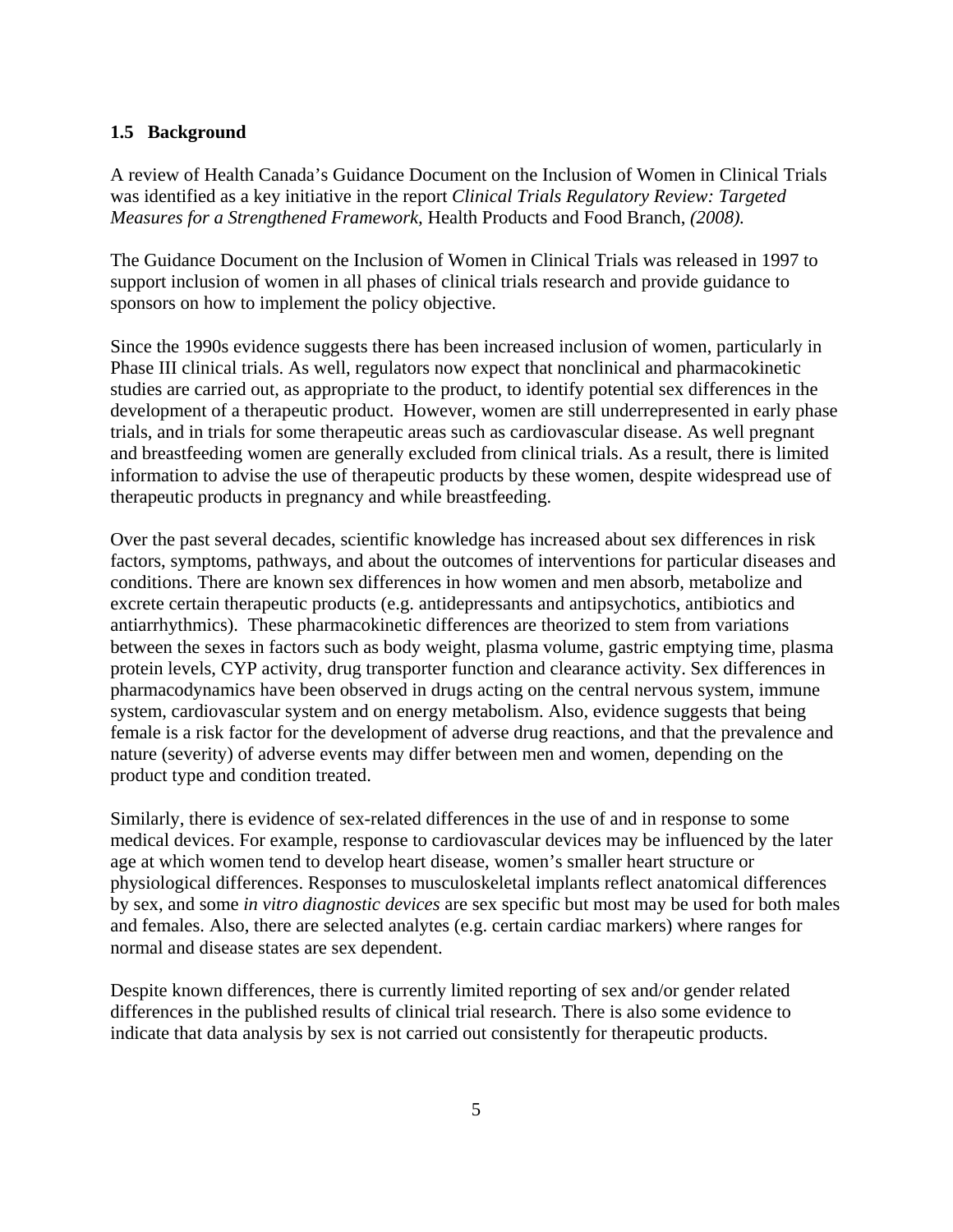## 1.5 Background

A review of Health Canada's Guidance Document on the Inclusion of Women in Clinical Trials was identified as a key initiative in the report *Clinical Trials Regulatory Review: Targeted Measures for a Strengthened Framework,* Health Products and Food Branch, *(2008).*

The Guidance Document on the Inclusion of Women in Clinical Trials was released in 1997 to support inclusion of women in all phases of clinical trials research and provide guidance to sponsors on how to implement the policy objective.

Since the 1990s evidence suggests there has been increased inclusion of women, particularly in Phase III clinical trials. As well, regulators now expect that nonclinical and pharmacokinetic studies are carried out, as appropriate to the product, to identify potential sex differences in the development of a therapeutic product. However, women are still underrepresented in early phase trials, and in trials for some therapeutic areas such as cardiovascular disease. As well pregnant and breastfeeding women are generally excluded from clinical trials. As a result, there is limited information to advise the use of therapeutic products by these women, despite widespread use of therapeutic products in pregnancy and while breastfeeding.

Over the past several decades, scientific knowledge has increased about sex differences in risk factors, symptoms, pathways, and about the outcomes of interventions for particular diseases and conditions. There are known sex differences in how women and men absorb, metabolize and excrete certain therapeutic products (e.g. antidepressants and antipsychotics, antibiotics and antiarrhythmics). These pharmacokinetic differences are theorized to stem from variations between the sexes in factors such as body weight, plasma volume, gastric emptying time, plasma protein levels, CYP activity, drug transporter function and clearance activity. Sex differences in pharmacodynamics have been observed in drugs acting on the central nervous system, immune system, cardiovascular system and on energy metabolism. Also, evidence suggests that being female is a risk factor for the development of adverse drug reactions, and that the prevalence and nature (severity) of adverse events may differ between men and women, depending on the product type and condition treated.

Similarly, there is evidence of sex-related differences in the use of and in response to some medical devices. For example, response to cardiovascular devices may be influenced by the later age at which women tend to develop heart disease, women's smaller heart structure or physiological differences. Responses to musculoskeletal implants reflect anatomical differences by sex, and some *in vitro diagnostic devices* are sex specific but most may be used for both males and females. Also, there are selected analytes (e.g. certain cardiac markers) where ranges for normal and disease states are sex dependent.

Despite known differences, there is currently limited reporting of sex and/or gender related differences in the published results of clinical trial research. There is also some evidence to indicate that data analysis by sex is not carried out consistently for therapeutic products.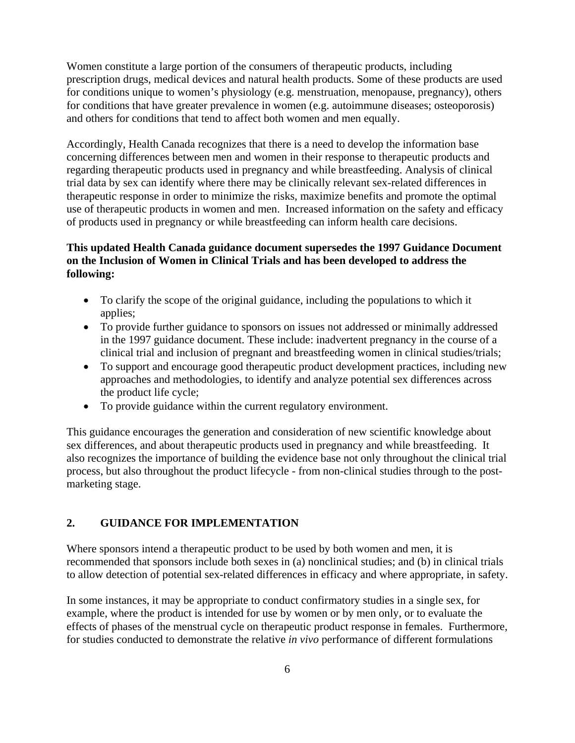Women constitute a large portion of the consumers of therapeutic products, including prescription drugs, medical devices and natural health products. Some of these products are used for conditions unique to women's physiology (e.g. menstruation, menopause, pregnancy), others for conditions that have greater prevalence in women (e.g. autoimmune diseases; osteoporosis) and others for conditions that tend to affect both women and men equally.

Accordingly, Health Canada recognizes that there is a need to develop the information base concerning differences between men and women in their response to therapeutic products and regarding therapeutic products used in pregnancy and while breastfeeding. Analysis of clinical trial data by sex can identify where there may be clinically relevant sex-related differences in therapeutic response in order to minimize the risks, maximize benefits and promote the optimal use of therapeutic products in women and men. Increased information on the safety and efficacy of products used in pregnancy or while breastfeeding can inform health care decisions.

**This updated Health Canada guidance document supersedes the 1997 Guidance Document on the Inclusion of Women in Clinical Trials and has been developed to address the following:**

- To clarify the scope of the original guidance, including the populations to which it applies;
- To provide further guidance to sponsors on issues not addressed or minimally addressed in the 1997 guidance document. These include: inadvertent pregnancy in the course of a clinical trial and inclusion of pregnant and breastfeeding women in clinical studies/trials;
- To support and encourage good therapeutic product development practices, including new approaches and methodologies, to identify and analyze potential sex differences across the product life cycle;
- To provide guidance within the current regulatory environment.

This guidance encourages the generation and consideration of new scientific knowledge about sex differences, and about therapeutic products used in pregnancy and while breastfeeding. It also recognizes the importance of building the evidence base not only throughout the clinical trial process, but also throughout the product lifecycle - from non-clinical studies through to the post-marketing stage.

## 2. GUIDANCE FOR IMPLEMENTATION

Where sponsors intend a therapeutic product to be used by both women and men, it is recommended that sponsors include both sexes in (a) nonclinical studies; and (b) in clinical trials to allow detection of potential sex-related differences in efficacy and where appropriate, in safety.

In some instances, it may be appropriate to conduct confirmatory studies in a single sex, for example, where the product is intended for use by women or by men only, or to evaluate the effects of phases of the menstrual cycle on therapeutic product response in females. Furthermore, for studies conducted to demonstrate the relative *in vivo* performance of different formulations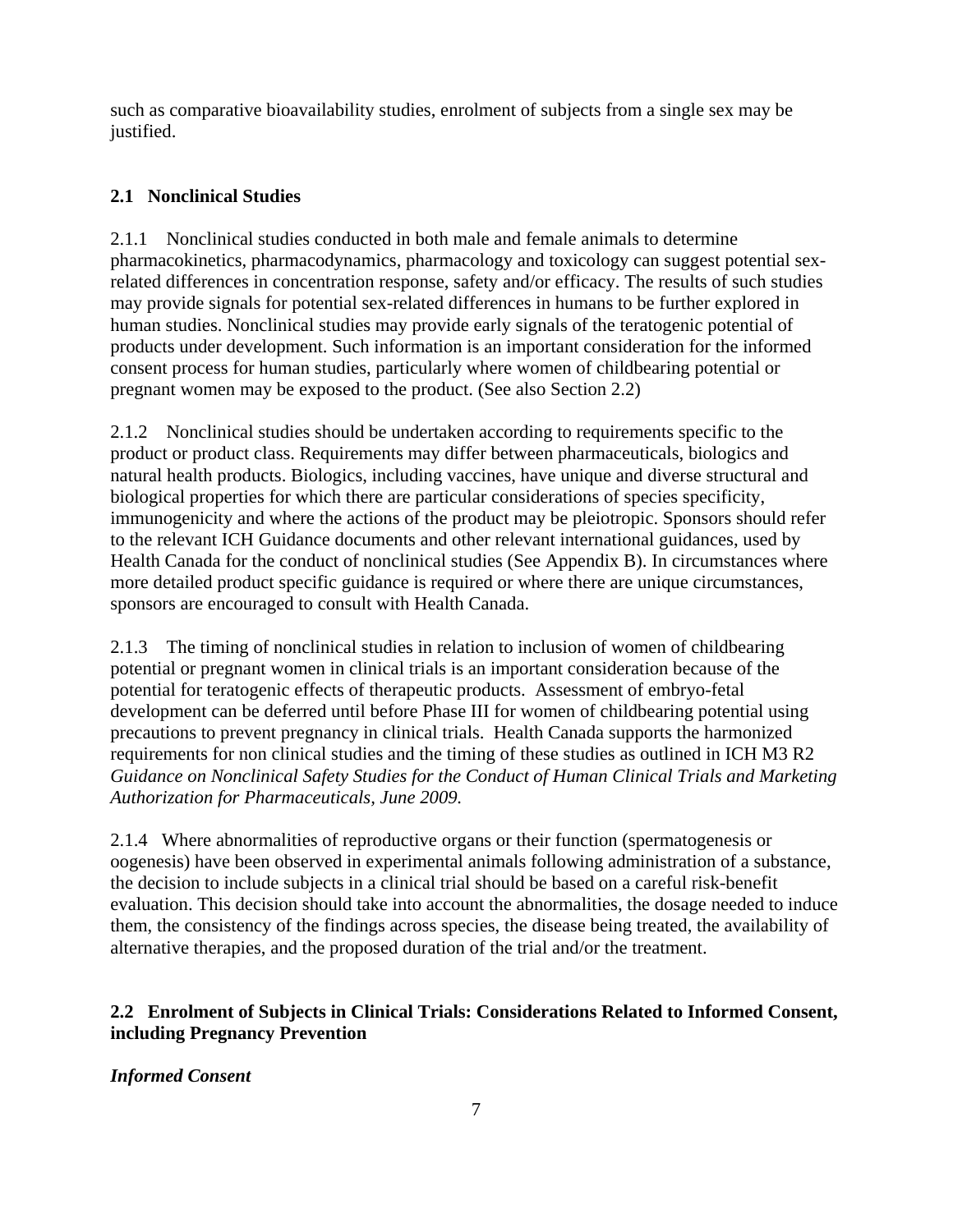such as comparative bioavailability studies, enrolment of subjects from a single sex may be justified.

## 2.1 Nonclinical Studies

2.1.1 Nonclinical studies conducted in both male and female animals to determine pharmacokinetics, pharmacodynamics, pharmacology and toxicology can suggest potential sex-related differences in concentration response, safety and/or efficacy. The results of such studies may provide signals for potential sex-related differences in humans to be further explored in human studies. Nonclinical studies may provide early signals of the teratogenic potential of products under development. Such information is an important consideration for the informed consent process for human studies, particularly where women of childbearing potential or pregnant women may be exposed to the product. (See also Section 2.2)

2.1.2 Nonclinical studies should be undertaken according to requirements specific to the product or product class. Requirements may differ between pharmaceuticals, biologics and natural health products. Biologics, including vaccines, have unique and diverse structural and biological properties for which there are particular considerations of species specificity, immunogenicity and where the actions of the product may be pleiotropic. Sponsors should refer to the relevant ICH Guidance documents and other relevant international guidances, used by Health Canada for the conduct of nonclinical studies (See Appendix B). In circumstances where more detailed product specific guidance is required or where there are unique circumstances, sponsors are encouraged to consult with Health Canada.

2.1.3 The timing of nonclinical studies in relation to inclusion of women of childbearing potential or pregnant women in clinical trials is an important consideration because of the potential for teratogenic effects of therapeutic products. Assessment of embryo-fetal development can be deferred until before Phase III for women of childbearing potential using precautions to prevent pregnancy in clinical trials. Health Canada supports the harmonized requirements for non clinical studies and the timing of these studies as outlined in ICH M3 R2 *Guidance on Nonclinical Safety Studies for the Conduct of Human Clinical Trials and Marketing Authorization for Pharmaceuticals, June 2009.*

2.1.4 Where abnormalities of reproductive organs or their function (spermatogenesis or oogenesis) have been observed in experimental animals following administration of a substance, the decision to include subjects in a clinical trial should be based on a careful risk-benefit evaluation. This decision should take into account the abnormalities, the dosage needed to induce them, the consistency of the findings across species, the disease being treated, the availability of alternative therapies, and the proposed duration of the trial and/or the treatment.

## 2.2 Enrolment of Subjects in Clinical Trials: Considerations Related to Informed Consent, including Pregnancy Prevention

***Informed Consent***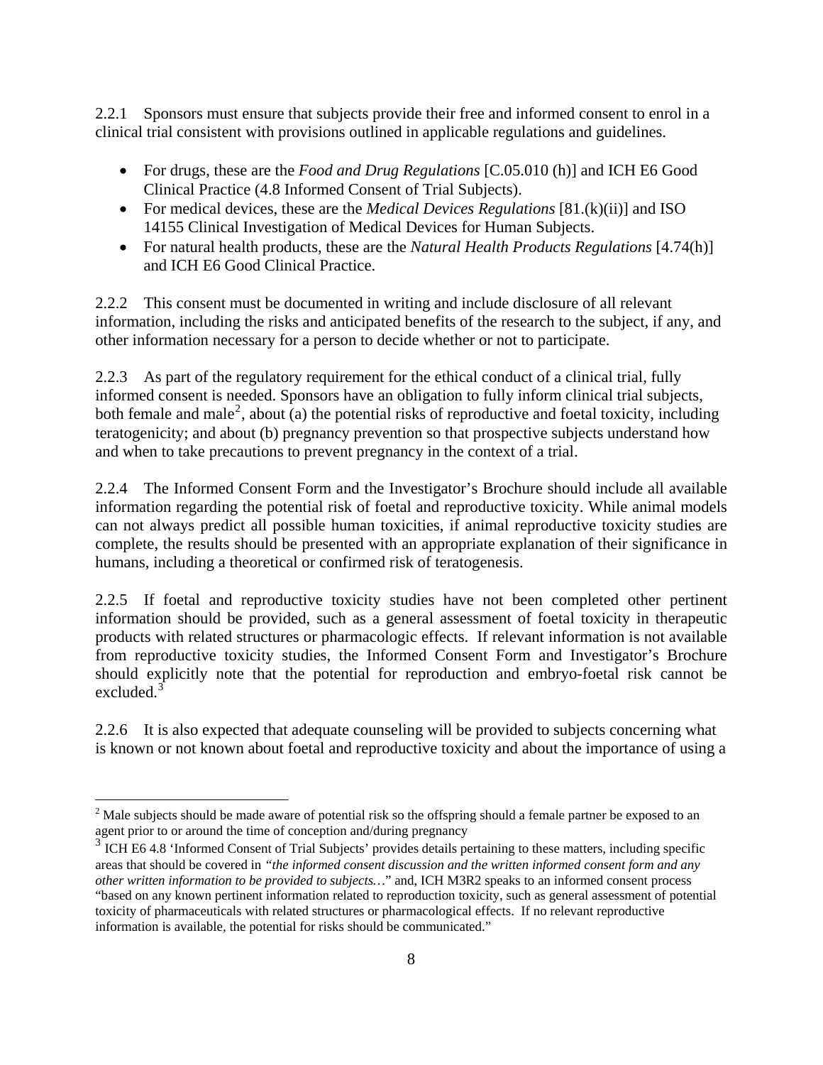2.2.1 Sponsors must ensure that subjects provide their free and informed consent to enrol in a clinical trial consistent with provisions outlined in applicable regulations and guidelines.

- For drugs, these are the *Food and Drug Regulations* [C.05.010 (h)] and ICH E6 Good Clinical Practice (4.8 Informed Consent of Trial Subjects).
- For medical devices, these are the *Medical Devices Regulations* [81.(k)(ii)] and ISO 14155 Clinical Investigation of Medical Devices for Human Subjects.
- For natural health products, these are the *Natural Health Products Regulations* [4.74(h)] and ICH E6 Good Clinical Practice.

2.2.2 This consent must be documented in writing and include disclosure of all relevant information, including the risks and anticipated benefits of the research to the subject, if any, and other information necessary for a person to decide whether or not to participate.

2.2.3 As part of the regulatory requirement for the ethical conduct of a clinical trial, fully informed consent is needed. Sponsors have an obligation to fully inform clinical trial subjects, both female and male[2], about (a) the potential risks of reproductive and foetal toxicity, including teratogenicity; and about (b) pregnancy prevention so that prospective subjects understand how and when to take precautions to prevent pregnancy in the context of a trial.

2.2.4 The Informed Consent Form and the Investigator's Brochure should include all available information regarding the potential risk of foetal and reproductive toxicity. While animal models can not always predict all possible human toxicities, if animal reproductive toxicity studies are complete, the results should be presented with an appropriate explanation of their significance in humans, including a theoretical or confirmed risk of teratogenesis.

2.2.5 If foetal and reproductive toxicity studies have not been completed other pertinent information should be provided, such as a general assessment of foetal toxicity in therapeutic products with related structures or pharmacologic effects. If relevant information is not available from reproductive toxicity studies, the Informed Consent Form and Investigator's Brochure should explicitly note that the potential for reproduction and embryo-foetal risk cannot be excluded.[3]

2.2.6 It is also expected that adequate counseling will be provided to subjects concerning what is known or not known about foetal and reproductive toxicity and about the importance of using a

---

[2] Male subjects should be made aware of potential risk so the offspring should a female partner be exposed to an agent prior to or around the time of conception and/during pregnancy

[3] ICH E6 4.8 'Informed Consent of Trial Subjects' provides details pertaining to these matters, including specific areas that should be covered in *"the informed consent discussion and the written informed consent form and any other written information to be provided to subjects…"* and, ICH M3R2 speaks to an informed consent process "based on any known pertinent information related to reproduction toxicity, such as general assessment of potential toxicity of pharmaceuticals with related structures or pharmacological effects. If no relevant reproductive information is available, the potential for risks should be communicated."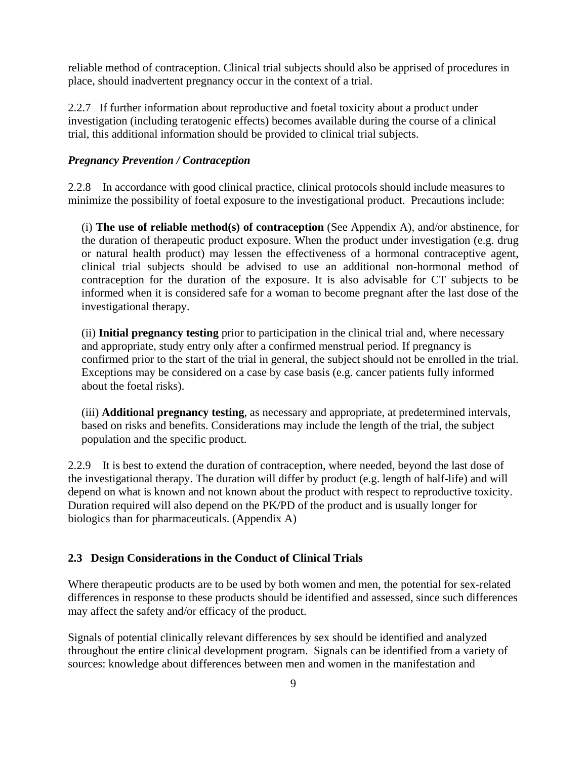reliable method of contraception. Clinical trial subjects should also be apprised of procedures in place, should inadvertent pregnancy occur in the context of a trial.

2.2.7 If further information about reproductive and foetal toxicity about a product under investigation (including teratogenic effects) becomes available during the course of a clinical trial, this additional information should be provided to clinical trial subjects.

***Pregnancy Prevention / Contraception***

2.2.8 In accordance with good clinical practice, clinical protocols should include measures to minimize the possibility of foetal exposure to the investigational product. Precautions include:

(i) **The use of reliable method(s) of contraception** (See Appendix A), and/or abstinence, for the duration of therapeutic product exposure. When the product under investigation (e.g. drug or natural health product) may lessen the effectiveness of a hormonal contraceptive agent, clinical trial subjects should be advised to use an additional non-hormonal method of contraception for the duration of the exposure. It is also advisable for CT subjects to be informed when it is considered safe for a woman to become pregnant after the last dose of the investigational therapy.

(ii) **Initial pregnancy testing** prior to participation in the clinical trial and, where necessary and appropriate, study entry only after a confirmed menstrual period. If pregnancy is confirmed prior to the start of the trial in general, the subject should not be enrolled in the trial. Exceptions may be considered on a case by case basis (e.g. cancer patients fully informed about the foetal risks).

(iii) **Additional pregnancy testing**, as necessary and appropriate, at predetermined intervals, based on risks and benefits. Considerations may include the length of the trial, the subject population and the specific product.

2.2.9 It is best to extend the duration of contraception, where needed, beyond the last dose of the investigational therapy. The duration will differ by product (e.g. length of half-life) and will depend on what is known and not known about the product with respect to reproductive toxicity. Duration required will also depend on the PK/PD of the product and is usually longer for biologics than for pharmaceuticals. (Appendix A)

### 2.3 Design Considerations in the Conduct of Clinical Trials

Where therapeutic products are to be used by both women and men, the potential for sex-related differences in response to these products should be identified and assessed, since such differences may affect the safety and/or efficacy of the product.

Signals of potential clinically relevant differences by sex should be identified and analyzed throughout the entire clinical development program. Signals can be identified from a variety of sources: knowledge about differences between men and women in the manifestation and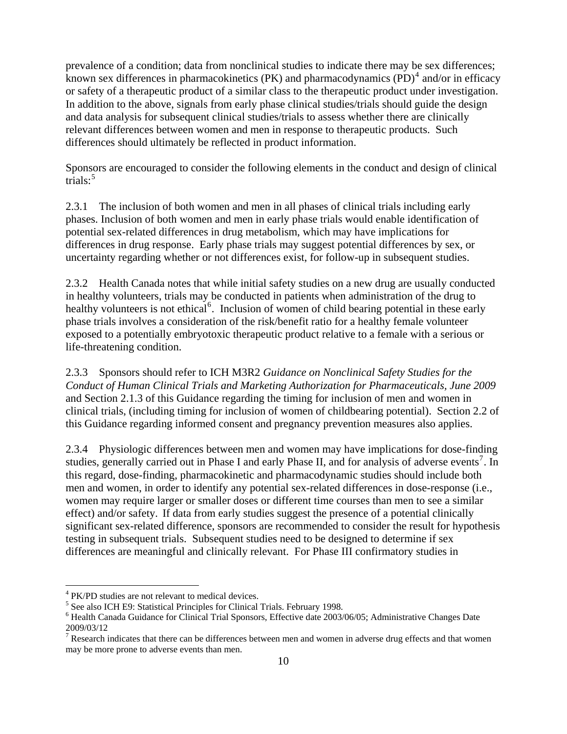prevalence of a condition; data from nonclinical studies to indicate there may be sex differences; known sex differences in pharmacokinetics (PK) and pharmacodynamics (PD)[4] and/or in efficacy or safety of a therapeutic product of a similar class to the therapeutic product under investigation. In addition to the above, signals from early phase clinical studies/trials should guide the design and data analysis for subsequent clinical studies/trials to assess whether there are clinically relevant differences between women and men in response to therapeutic products. Such differences should ultimately be reflected in product information.

Sponsors are encouraged to consider the following elements in the conduct and design of clinical trials:[5]

2.3.1 The inclusion of both women and men in all phases of clinical trials including early phases. Inclusion of both women and men in early phase trials would enable identification of potential sex-related differences in drug metabolism, which may have implications for differences in drug response. Early phase trials may suggest potential differences by sex, or uncertainty regarding whether or not differences exist, for follow-up in subsequent studies.

2.3.2 Health Canada notes that while initial safety studies on a new drug are usually conducted in healthy volunteers, trials may be conducted in patients when administration of the drug to healthy volunteers is not ethical[6]. Inclusion of women of child bearing potential in these early phase trials involves a consideration of the risk/benefit ratio for a healthy female volunteer exposed to a potentially embryotoxic therapeutic product relative to a female with a serious or life-threatening condition.

2.3.3 Sponsors should refer to ICH M3R2 *Guidance on Nonclinical Safety Studies for the Conduct of Human Clinical Trials and Marketing Authorization for Pharmaceuticals, June 2009* and Section 2.1.3 of this Guidance regarding the timing for inclusion of men and women in clinical trials, (including timing for inclusion of women of childbearing potential). Section 2.2 of this Guidance regarding informed consent and pregnancy prevention measures also applies.

2.3.4 Physiologic differences between men and women may have implications for dose-finding studies, generally carried out in Phase I and early Phase II, and for analysis of adverse events[7]. In this regard, dose-finding, pharmacokinetic and pharmacodynamic studies should include both men and women, in order to identify any potential sex-related differences in dose-response (i.e., women may require larger or smaller doses or different time courses than men to see a similar effect) and/or safety. If data from early studies suggest the presence of a potential clinically significant sex-related difference, sponsors are recommended to consider the result for hypothesis testing in subsequent trials. Subsequent studies need to be designed to determine if sex differences are meaningful and clinically relevant. For Phase III confirmatory studies in

---

[4] PK/PD studies are not relevant to medical devices.

[5] See also ICH E9: Statistical Principles for Clinical Trials. February 1998.

[6] Health Canada Guidance for Clinical Trial Sponsors, Effective date 2003/06/05; Administrative Changes Date 2009/03/12

[7] Research indicates that there can be differences between men and women in adverse drug effects and that women may be more prone to adverse events than men.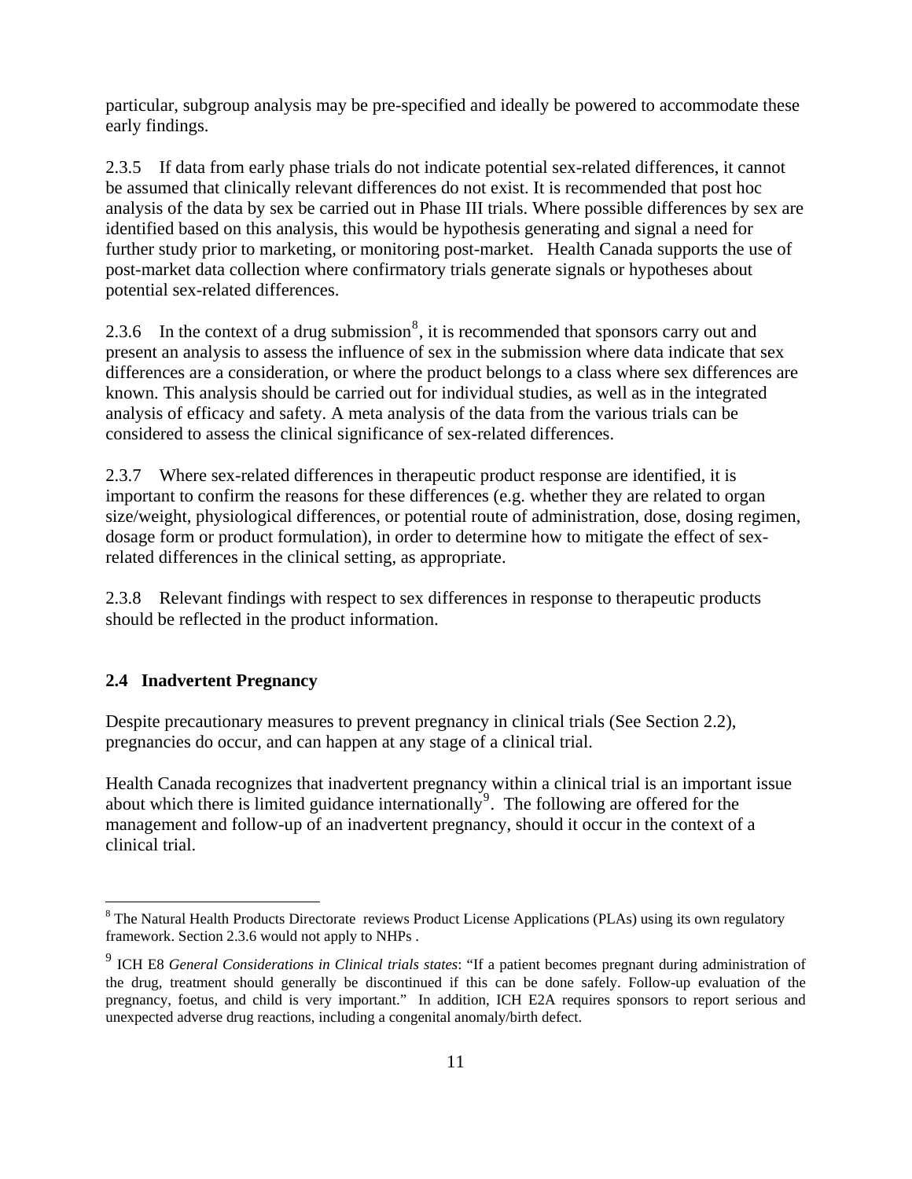particular, subgroup analysis may be pre-specified and ideally be powered to accommodate these early findings.

2.3.5 If data from early phase trials do not indicate potential sex-related differences, it cannot be assumed that clinically relevant differences do not exist. It is recommended that post hoc analysis of the data by sex be carried out in Phase III trials. Where possible differences by sex are identified based on this analysis, this would be hypothesis generating and signal a need for further study prior to marketing, or monitoring post-market. Health Canada supports the use of post-market data collection where confirmatory trials generate signals or hypotheses about potential sex-related differences.

2.3.6 In the context of a drug submission[8], it is recommended that sponsors carry out and present an analysis to assess the influence of sex in the submission where data indicate that sex differences are a consideration, or where the product belongs to a class where sex differences are known. This analysis should be carried out for individual studies, as well as in the integrated analysis of efficacy and safety. A meta analysis of the data from the various trials can be considered to assess the clinical significance of sex-related differences.

2.3.7 Where sex-related differences in therapeutic product response are identified, it is important to confirm the reasons for these differences (e.g. whether they are related to organ size/weight, physiological differences, or potential route of administration, dose, dosing regimen, dosage form or product formulation), in order to determine how to mitigate the effect of sex-related differences in the clinical setting, as appropriate.

2.3.8 Relevant findings with respect to sex differences in response to therapeutic products should be reflected in the product information.

### 2.4 Inadvertent Pregnancy

Despite precautionary measures to prevent pregnancy in clinical trials (See Section 2.2), pregnancies do occur, and can happen at any stage of a clinical trial.

Health Canada recognizes that inadvertent pregnancy within a clinical trial is an important issue about which there is limited guidance internationally[9]. The following are offered for the management and follow-up of an inadvertent pregnancy, should it occur in the context of a clinical trial.

---

[8] The Natural Health Products Directorate reviews Product License Applications (PLAs) using its own regulatory framework. Section 2.3.6 would not apply to NHPs .

[9] ICH E8 *General Considerations in Clinical trials states*: "If a patient becomes pregnant during administration of the drug, treatment should generally be discontinued if this can be done safely. Follow-up evaluation of the pregnancy, foetus, and child is very important." In addition, ICH E2A requires sponsors to report serious and unexpected adverse drug reactions, including a congenital anomaly/birth defect.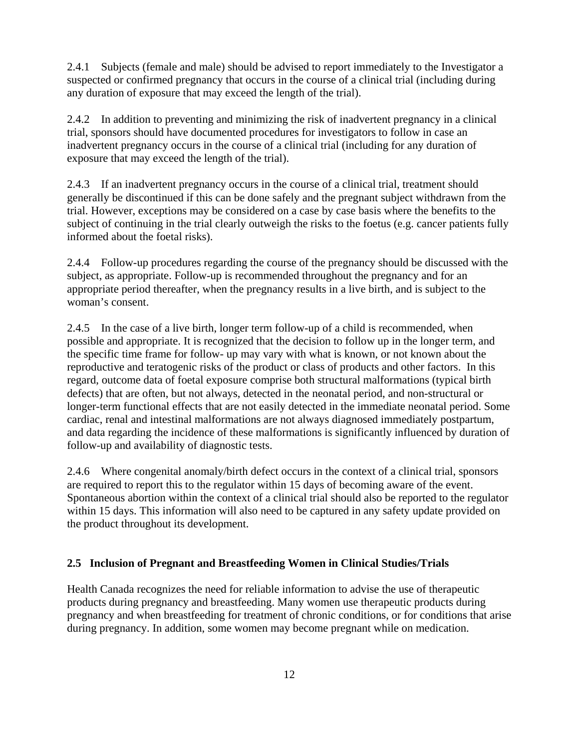2.4.1 Subjects (female and male) should be advised to report immediately to the Investigator a suspected or confirmed pregnancy that occurs in the course of a clinical trial (including during any duration of exposure that may exceed the length of the trial).

2.4.2 In addition to preventing and minimizing the risk of inadvertent pregnancy in a clinical trial, sponsors should have documented procedures for investigators to follow in case an inadvertent pregnancy occurs in the course of a clinical trial (including for any duration of exposure that may exceed the length of the trial).

2.4.3 If an inadvertent pregnancy occurs in the course of a clinical trial, treatment should generally be discontinued if this can be done safely and the pregnant subject withdrawn from the trial. However, exceptions may be considered on a case by case basis where the benefits to the subject of continuing in the trial clearly outweigh the risks to the foetus (e.g. cancer patients fully informed about the foetal risks).

2.4.4 Follow-up procedures regarding the course of the pregnancy should be discussed with the subject, as appropriate. Follow-up is recommended throughout the pregnancy and for an appropriate period thereafter, when the pregnancy results in a live birth, and is subject to the woman's consent.

2.4.5 In the case of a live birth, longer term follow-up of a child is recommended, when possible and appropriate. It is recognized that the decision to follow up in the longer term, and the specific time frame for follow- up may vary with what is known, or not known about the reproductive and teratogenic risks of the product or class of products and other factors. In this regard, outcome data of foetal exposure comprise both structural malformations (typical birth defects) that are often, but not always, detected in the neonatal period, and non-structural or longer-term functional effects that are not easily detected in the immediate neonatal period. Some cardiac, renal and intestinal malformations are not always diagnosed immediately postpartum, and data regarding the incidence of these malformations is significantly influenced by duration of follow-up and availability of diagnostic tests.

2.4.6 Where congenital anomaly/birth defect occurs in the context of a clinical trial, sponsors are required to report this to the regulator within 15 days of becoming aware of the event. Spontaneous abortion within the context of a clinical trial should also be reported to the regulator within 15 days. This information will also need to be captured in any safety update provided on the product throughout its development.

### 2.5 Inclusion of Pregnant and Breastfeeding Women in Clinical Studies/Trials

Health Canada recognizes the need for reliable information to advise the use of therapeutic products during pregnancy and breastfeeding. Many women use therapeutic products during pregnancy and when breastfeeding for treatment of chronic conditions, or for conditions that arise during pregnancy. In addition, some women may become pregnant while on medication.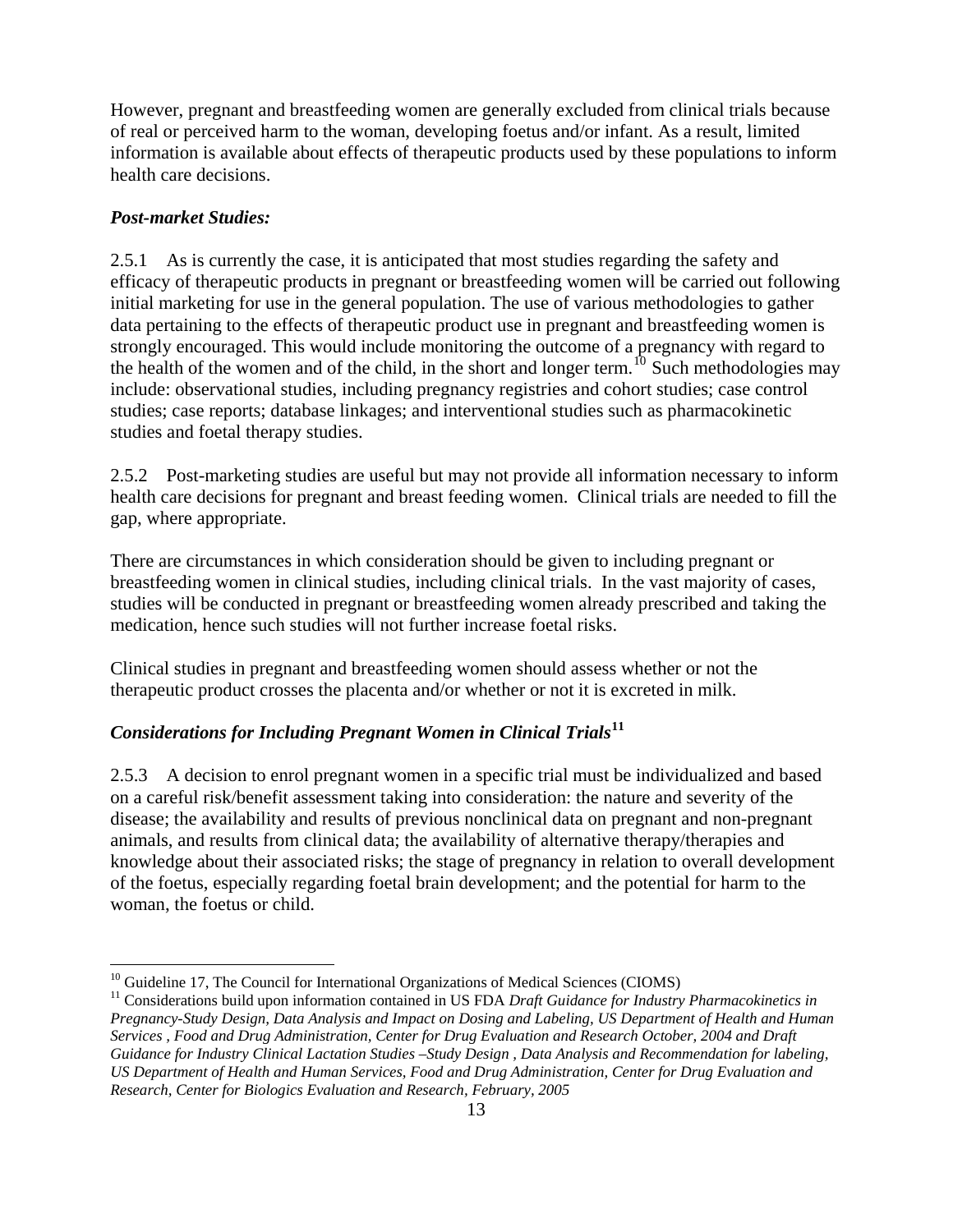However, pregnant and breastfeeding women are generally excluded from clinical trials because of real or perceived harm to the woman, developing foetus and/or infant. As a result, limited information is available about effects of therapeutic products used by these populations to inform health care decisions.

***Post-market Studies:***

2.5.1 As is currently the case, it is anticipated that most studies regarding the safety and efficacy of therapeutic products in pregnant or breastfeeding women will be carried out following initial marketing for use in the general population. The use of various methodologies to gather data pertaining to the effects of therapeutic product use in pregnant and breastfeeding women is strongly encouraged. This would include monitoring the outcome of a pregnancy with regard to the health of the women and of the child, in the short and longer term.[10] Such methodologies may include: observational studies, including pregnancy registries and cohort studies; case control studies; case reports; database linkages; and interventional studies such as pharmacokinetic studies and foetal therapy studies.

2.5.2 Post-marketing studies are useful but may not provide all information necessary to inform health care decisions for pregnant and breast feeding women. Clinical trials are needed to fill the gap, where appropriate.

There are circumstances in which consideration should be given to including pregnant or breastfeeding women in clinical studies, including clinical trials. In the vast majority of cases, studies will be conducted in pregnant or breastfeeding women already prescribed and taking the medication, hence such studies will not further increase foetal risks.

Clinical studies in pregnant and breastfeeding women should assess whether or not the therapeutic product crosses the placenta and/or whether or not it is excreted in milk.

***Considerations for Including Pregnant Women in Clinical Trials***[11]

2.5.3 A decision to enrol pregnant women in a specific trial must be individualized and based on a careful risk/benefit assessment taking into consideration: the nature and severity of the disease; the availability and results of previous nonclinical data on pregnant and non-pregnant animals, and results from clinical data; the availability of alternative therapy/therapies and knowledge about their associated risks; the stage of pregnancy in relation to overall development of the foetus, especially regarding foetal brain development; and the potential for harm to the woman, the foetus or child.

---

[10] Guideline 17, The Council for International Organizations of Medical Sciences (CIOMS)

[11] Considerations build upon information contained in US FDA *Draft Guidance for Industry Pharmacokinetics in Pregnancy-Study Design, Data Analysis and Impact on Dosing and Labeling, US Department of Health and Human Services , Food and Drug Administration, Center for Drug Evaluation and Research October, 2004 and Draft Guidance for Industry Clinical Lactation Studies –Study Design , Data Analysis and Recommendation for labeling, US Department of Health and Human Services, Food and Drug Administration, Center for Drug Evaluation and Research, Center for Biologics Evaluation and Research, February, 2005*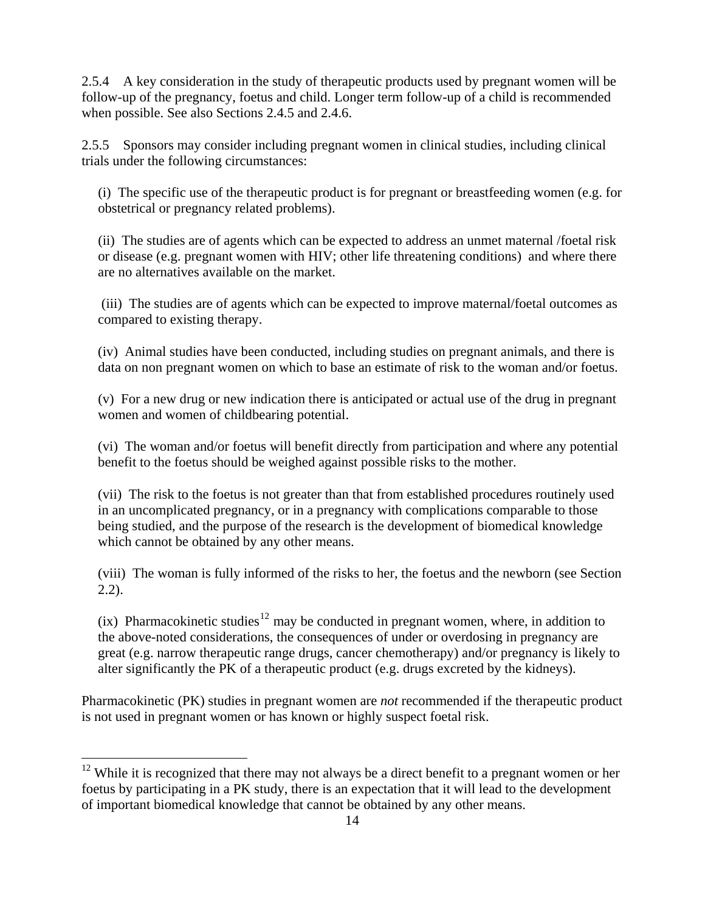2.5.4 A key consideration in the study of therapeutic products used by pregnant women will be follow-up of the pregnancy, foetus and child. Longer term follow-up of a child is recommended when possible. See also Sections 2.4.5 and 2.4.6.

2.5.5 Sponsors may consider including pregnant women in clinical studies, including clinical trials under the following circumstances:

(i) The specific use of the therapeutic product is for pregnant or breastfeeding women (e.g. for obstetrical or pregnancy related problems).

(ii) The studies are of agents which can be expected to address an unmet maternal /foetal risk or disease (e.g. pregnant women with HIV; other life threatening conditions) and where there are no alternatives available on the market.

(iii) The studies are of agents which can be expected to improve maternal/foetal outcomes as compared to existing therapy.

(iv) Animal studies have been conducted, including studies on pregnant animals, and there is data on non pregnant women on which to base an estimate of risk to the woman and/or foetus.

(v) For a new drug or new indication there is anticipated or actual use of the drug in pregnant women and women of childbearing potential.

(vi) The woman and/or foetus will benefit directly from participation and where any potential benefit to the foetus should be weighed against possible risks to the mother.

(vii) The risk to the foetus is not greater than that from established procedures routinely used in an uncomplicated pregnancy, or in a pregnancy with complications comparable to those being studied, and the purpose of the research is the development of biomedical knowledge which cannot be obtained by any other means.

(viii) The woman is fully informed of the risks to her, the foetus and the newborn (see Section 2.2).

(ix) Pharmacokinetic studies[12] may be conducted in pregnant women, where, in addition to the above-noted considerations, the consequences of under or overdosing in pregnancy are great (e.g. narrow therapeutic range drugs, cancer chemotherapy) and/or pregnancy is likely to alter significantly the PK of a therapeutic product (e.g. drugs excreted by the kidneys).

Pharmacokinetic (PK) studies in pregnant women are *not* recommended if the therapeutic product is not used in pregnant women or has known or highly suspect foetal risk.

---

[12] While it is recognized that there may not always be a direct benefit to a pregnant women or her foetus by participating in a PK study, there is an expectation that it will lead to the development of important biomedical knowledge that cannot be obtained by any other means.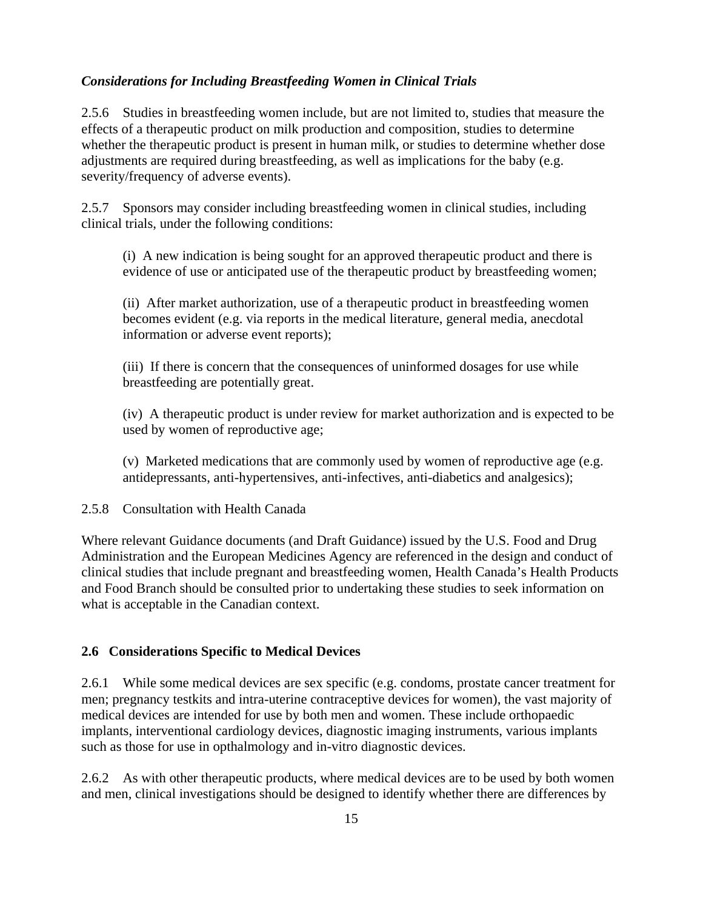***Considerations for Including Breastfeeding Women in Clinical Trials***

2.5.6 Studies in breastfeeding women include, but are not limited to, studies that measure the effects of a therapeutic product on milk production and composition, studies to determine whether the therapeutic product is present in human milk, or studies to determine whether dose adjustments are required during breastfeeding, as well as implications for the baby (e.g. severity/frequency of adverse events).

2.5.7 Sponsors may consider including breastfeeding women in clinical studies, including clinical trials, under the following conditions:

> (i) A new indication is being sought for an approved therapeutic product and there is evidence of use or anticipated use of the therapeutic product by breastfeeding women;
>
> (ii) After market authorization, use of a therapeutic product in breastfeeding women becomes evident (e.g. via reports in the medical literature, general media, anecdotal information or adverse event reports);
>
> (iii) If there is concern that the consequences of uninformed dosages for use while breastfeeding are potentially great.
>
> (iv) A therapeutic product is under review for market authorization and is expected to be used by women of reproductive age;
>
> (v) Marketed medications that are commonly used by women of reproductive age (e.g. antidepressants, anti-hypertensives, anti-infectives, anti-diabetics and analgesics);

2.5.8 Consultation with Health Canada

Where relevant Guidance documents (and Draft Guidance) issued by the U.S. Food and Drug Administration and the European Medicines Agency are referenced in the design and conduct of clinical studies that include pregnant and breastfeeding women, Health Canada's Health Products and Food Branch should be consulted prior to undertaking these studies to seek information on what is acceptable in the Canadian context.

### 2.6 Considerations Specific to Medical Devices

2.6.1 While some medical devices are sex specific (e.g. condoms, prostate cancer treatment for men; pregnancy testkits and intra-uterine contraceptive devices for women), the vast majority of medical devices are intended for use by both men and women. These include orthopaedic implants, interventional cardiology devices, diagnostic imaging instruments, various implants such as those for use in opthalmology and in-vitro diagnostic devices.

2.6.2 As with other therapeutic products, where medical devices are to be used by both women and men, clinical investigations should be designed to identify whether there are differences by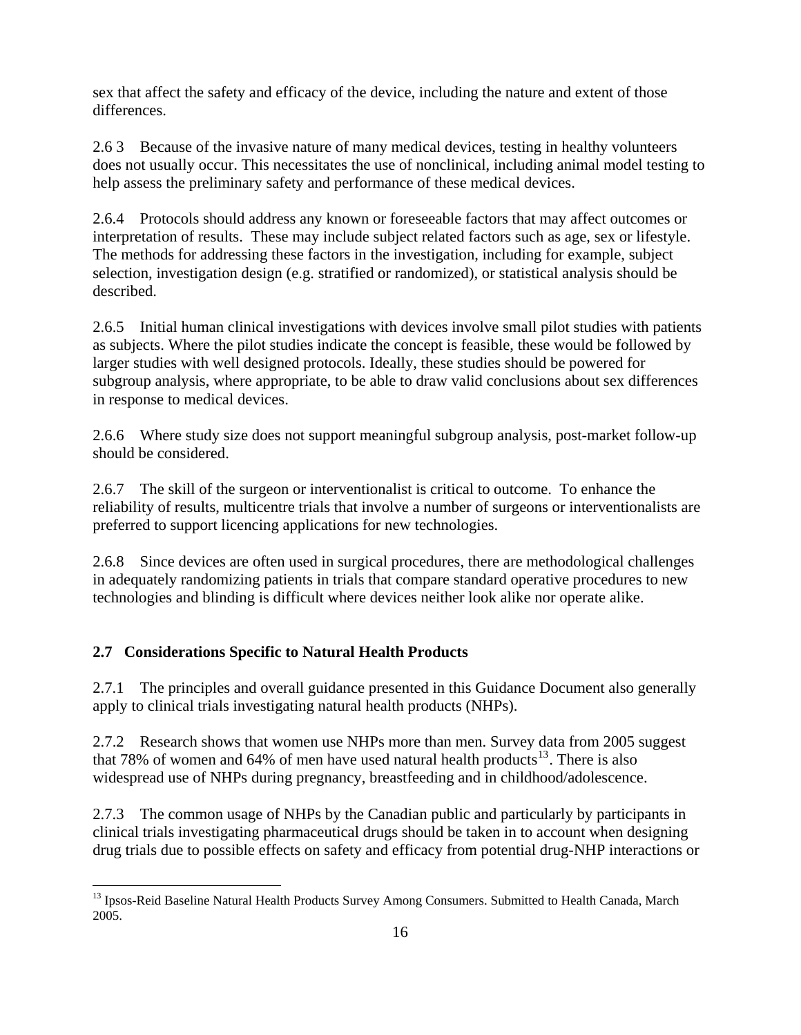sex that affect the safety and efficacy of the device, including the nature and extent of those differences.

2.6 3 Because of the invasive nature of many medical devices, testing in healthy volunteers does not usually occur. This necessitates the use of nonclinical, including animal model testing to help assess the preliminary safety and performance of these medical devices.

2.6.4 Protocols should address any known or foreseeable factors that may affect outcomes or interpretation of results. These may include subject related factors such as age, sex or lifestyle. The methods for addressing these factors in the investigation, including for example, subject selection, investigation design (e.g. stratified or randomized), or statistical analysis should be described.

2.6.5 Initial human clinical investigations with devices involve small pilot studies with patients as subjects. Where the pilot studies indicate the concept is feasible, these would be followed by larger studies with well designed protocols. Ideally, these studies should be powered for subgroup analysis, where appropriate, to be able to draw valid conclusions about sex differences in response to medical devices.

2.6.6 Where study size does not support meaningful subgroup analysis, post-market follow-up should be considered.

2.6.7 The skill of the surgeon or interventionalist is critical to outcome. To enhance the reliability of results, multicentre trials that involve a number of surgeons or interventionalists are preferred to support licencing applications for new technologies.

2.6.8 Since devices are often used in surgical procedures, there are methodological challenges in adequately randomizing patients in trials that compare standard operative procedures to new technologies and blinding is difficult where devices neither look alike nor operate alike.

## 2.7 Considerations Specific to Natural Health Products

2.7.1 The principles and overall guidance presented in this Guidance Document also generally apply to clinical trials investigating natural health products (NHPs).

2.7.2 Research shows that women use NHPs more than men. Survey data from 2005 suggest that 78% of women and 64% of men have used natural health products[13]. There is also widespread use of NHPs during pregnancy, breastfeeding and in childhood/adolescence.

2.7.3 The common usage of NHPs by the Canadian public and particularly by participants in clinical trials investigating pharmaceutical drugs should be taken in to account when designing drug trials due to possible effects on safety and efficacy from potential drug-NHP interactions or

[13] Ipsos-Reid Baseline Natural Health Products Survey Among Consumers. Submitted to Health Canada, March 2005.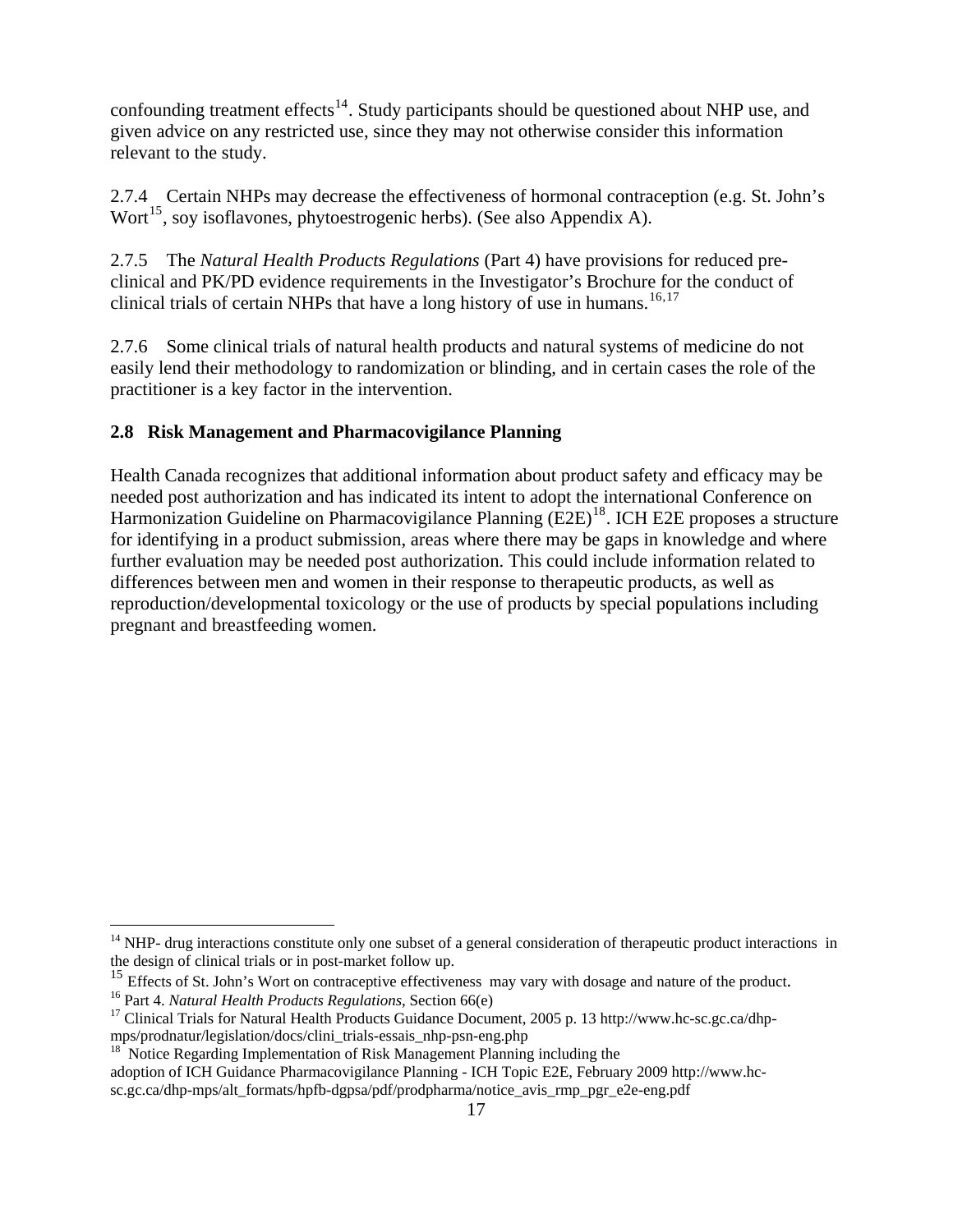confounding treatment effects[14]. Study participants should be questioned about NHP use, and given advice on any restricted use, since they may not otherwise consider this information relevant to the study.

2.7.4 Certain NHPs may decrease the effectiveness of hormonal contraception (e.g. St. John's Wort[15], soy isoflavones, phytoestrogenic herbs). (See also Appendix A).

2.7.5 The *Natural Health Products Regulations* (Part 4) have provisions for reduced pre-clinical and PK/PD evidence requirements in the Investigator's Brochure for the conduct of clinical trials of certain NHPs that have a long history of use in humans.[16,17]

2.7.6 Some clinical trials of natural health products and natural systems of medicine do not easily lend their methodology to randomization or blinding, and in certain cases the role of the practitioner is a key factor in the intervention.

### 2.8 Risk Management and Pharmacovigilance Planning

Health Canada recognizes that additional information about product safety and efficacy may be needed post authorization and has indicated its intent to adopt the international Conference on Harmonization Guideline on Pharmacovigilance Planning (E2E)[18]. ICH E2E proposes a structure for identifying in a product submission, areas where there may be gaps in knowledge and where further evaluation may be needed post authorization. This could include information related to differences between men and women in their response to therapeutic products, as well as reproduction/developmental toxicology or the use of products by special populations including pregnant and breastfeeding women.

---

[14] NHP- drug interactions constitute only one subset of a general consideration of therapeutic product interactions in the design of clinical trials or in post-market follow up.

[15] Effects of St. John's Wort on contraceptive effectiveness may vary with dosage and nature of the product.

[16] Part 4. *Natural Health Products Regulations*, Section 66(e)

[17] Clinical Trials for Natural Health Products Guidance Document, 2005 p. 13 http://www.hc-sc.gc.ca/dhp-mps/prodnatur/legislation/docs/clini_trials-essais_nhp-psn-eng.php

[18] Notice Regarding Implementation of Risk Management Planning including the adoption of ICH Guidance Pharmacovigilance Planning - ICH Topic E2E, February 2009 http://www.hc-sc.gc.ca/dhp-mps/alt_formats/hpfb-dgpsa/pdf/prodpharma/notice_avis_rmp_pgr_e2e-eng.pdf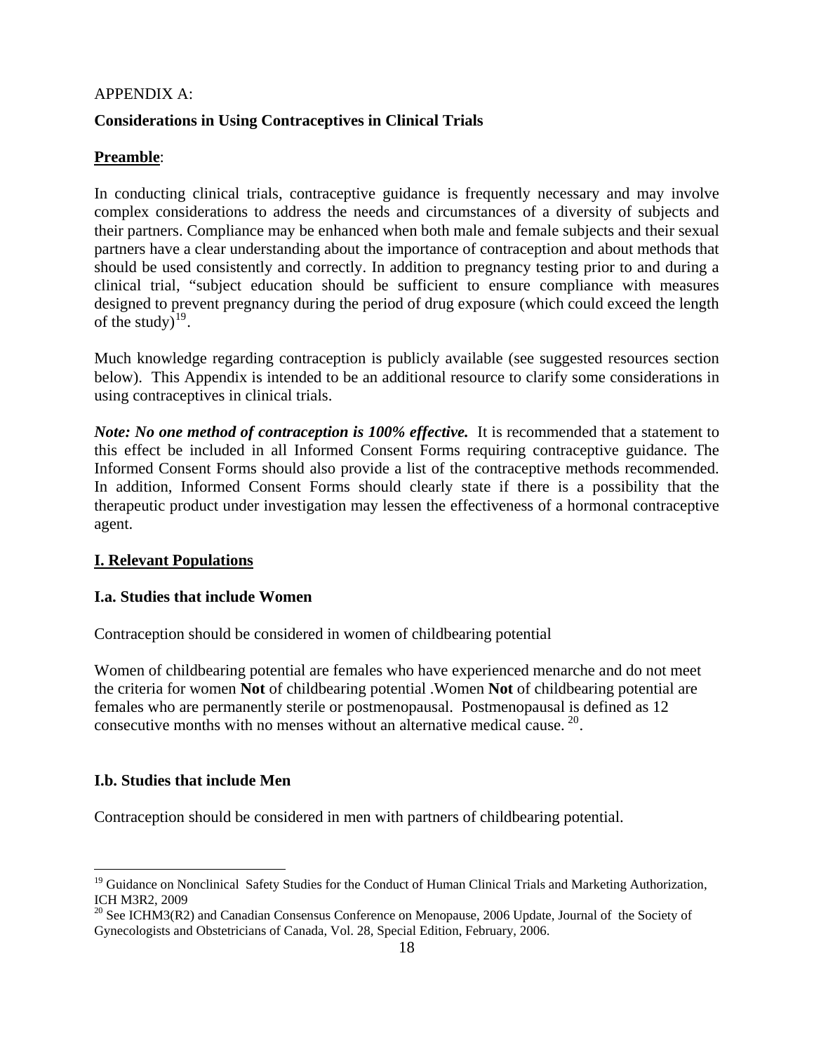APPENDIX A:

**Considerations in Using Contraceptives in Clinical Trials**

**Preamble**:

In conducting clinical trials, contraceptive guidance is frequently necessary and may involve complex considerations to address the needs and circumstances of a diversity of subjects and their partners. Compliance may be enhanced when both male and female subjects and their sexual partners have a clear understanding about the importance of contraception and about methods that should be used consistently and correctly. In addition to pregnancy testing prior to and during a clinical trial, "subject education should be sufficient to ensure compliance with measures designed to prevent pregnancy during the period of drug exposure (which could exceed the length of the study)[19].

Much knowledge regarding contraception is publicly available (see suggested resources section below). This Appendix is intended to be an additional resource to clarify some considerations in using contraceptives in clinical trials.

***Note: No one method of contraception is 100% effective.*** It is recommended that a statement to this effect be included in all Informed Consent Forms requiring contraceptive guidance. The Informed Consent Forms should also provide a list of the contraceptive methods recommended. In addition, Informed Consent Forms should clearly state if there is a possibility that the therapeutic product under investigation may lessen the effectiveness of a hormonal contraceptive agent.

**I. Relevant Populations**

**I.a. Studies that include Women**

Contraception should be considered in women of childbearing potential

Women of childbearing potential are females who have experienced menarche and do not meet the criteria for women **Not** of childbearing potential .Women **Not** of childbearing potential are females who are permanently sterile or postmenopausal. Postmenopausal is defined as 12 consecutive months with no menses without an alternative medical cause. [20].

**I.b. Studies that include Men**

Contraception should be considered in men with partners of childbearing potential.

---

[19] Guidance on Nonclinical Safety Studies for the Conduct of Human Clinical Trials and Marketing Authorization, ICH M3R2, 2009

[20] See ICHM3(R2) and Canadian Consensus Conference on Menopause, 2006 Update, Journal of the Society of Gynecologists and Obstetricians of Canada, Vol. 28, Special Edition, February, 2006.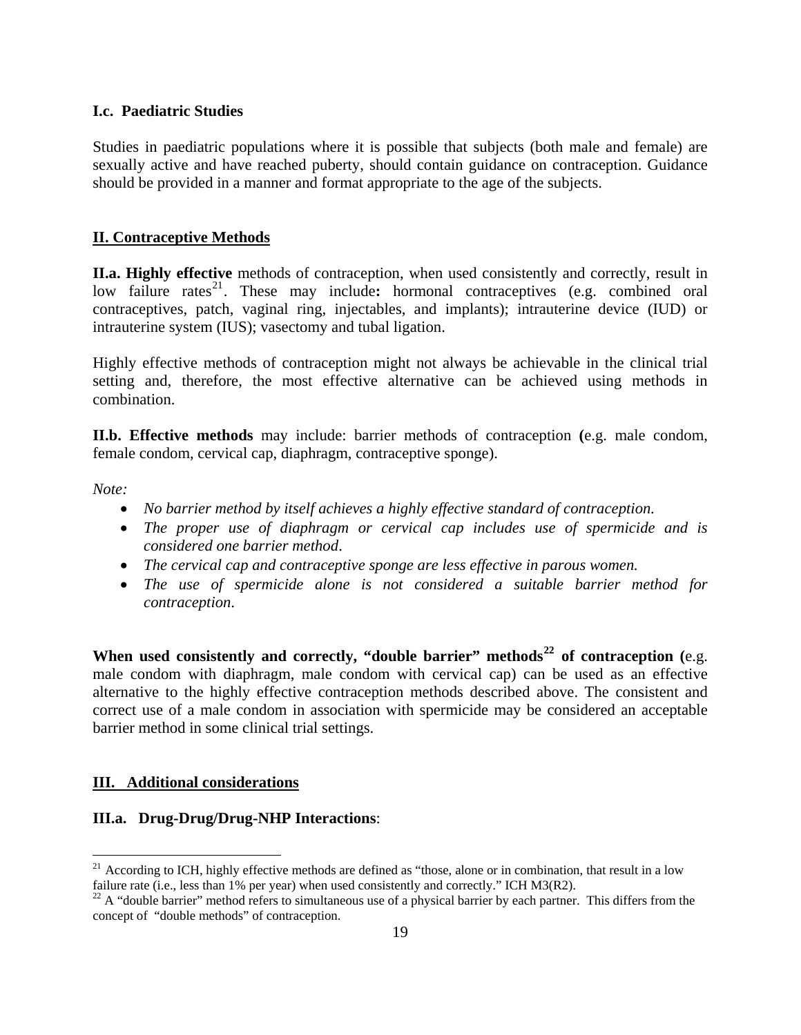### I.c. Paediatric Studies

Studies in paediatric populations where it is possible that subjects (both male and female) are sexually active and have reached puberty, should contain guidance on contraception. Guidance should be provided in a manner and format appropriate to the age of the subjects.

## II. Contraceptive Methods

**II.a. Highly effective** methods of contraception, when used consistently and correctly, result in low failure rates[21]. These may include**:** hormonal contraceptives (e.g. combined oral contraceptives, patch, vaginal ring, injectables, and implants); intrauterine device (IUD) or intrauterine system (IUS); vasectomy and tubal ligation.

Highly effective methods of contraception might not always be achievable in the clinical trial setting and, therefore, the most effective alternative can be achieved using methods in combination.

**II.b. Effective methods** may include: barrier methods of contraception **(**e.g. male condom, female condom, cervical cap, diaphragm, contraceptive sponge).

*Note:*

- *No barrier method by itself achieves a highly effective standard of contraception.*
- *The proper use of diaphragm or cervical cap includes use of spermicide and is considered one barrier method.*
- *The cervical cap and contraceptive sponge are less effective in parous women.*
- *The use of spermicide alone is not considered a suitable barrier method for contraception.*

**When used consistently and correctly, "double barrier" methods[22] of contraception (**e.g. male condom with diaphragm, male condom with cervical cap) can be used as an effective alternative to the highly effective contraception methods described above. The consistent and correct use of a male condom in association with spermicide may be considered an acceptable barrier method in some clinical trial settings.

## III. Additional considerations

### III.a. Drug-Drug/Drug-NHP Interactions:

[21] According to ICH, highly effective methods are defined as "those, alone or in combination, that result in a low failure rate (i.e., less than 1% per year) when used consistently and correctly." ICH M3(R2).

[22] A "double barrier" method refers to simultaneous use of a physical barrier by each partner. This differs from the concept of "double methods" of contraception.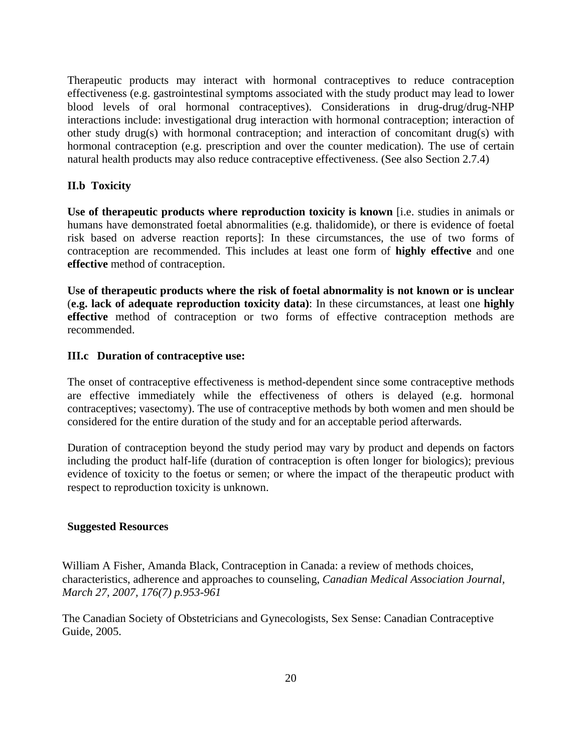Therapeutic products may interact with hormonal contraceptives to reduce contraception effectiveness (e.g. gastrointestinal symptoms associated with the study product may lead to lower blood levels of oral hormonal contraceptives). Considerations in drug-drug/drug-NHP interactions include: investigational drug interaction with hormonal contraception; interaction of other study drug(s) with hormonal contraception; and interaction of concomitant drug(s) with hormonal contraception (e.g. prescription and over the counter medication). The use of certain natural health products may also reduce contraceptive effectiveness. (See also Section 2.7.4)

**II.b Toxicity**

**Use of therapeutic products where reproduction toxicity is known** [i.e. studies in animals or humans have demonstrated foetal abnormalities (e.g. thalidomide), or there is evidence of foetal risk based on adverse reaction reports]: In these circumstances, the use of two forms of contraception are recommended. This includes at least one form of **highly effective** and one **effective** method of contraception.

**Use of therapeutic products where the risk of foetal abnormality is not known or is unclear** (**e.g. lack of adequate reproduction toxicity data)**: In these circumstances, at least one **highly effective** method of contraception or two forms of effective contraception methods are recommended.

**III.c Duration of contraceptive use:**

The onset of contraceptive effectiveness is method-dependent since some contraceptive methods are effective immediately while the effectiveness of others is delayed (e.g. hormonal contraceptives; vasectomy). The use of contraceptive methods by both women and men should be considered for the entire duration of the study and for an acceptable period afterwards.

Duration of contraception beyond the study period may vary by product and depends on factors including the product half-life (duration of contraception is often longer for biologics); previous evidence of toxicity to the foetus or semen; or where the impact of the therapeutic product with respect to reproduction toxicity is unknown.

**Suggested Resources**

William A Fisher, Amanda Black, Contraception in Canada: a review of methods choices, characteristics, adherence and approaches to counseling, *Canadian Medical Association Journal, March 27, 2007, 176(7) p.953-961*

The Canadian Society of Obstetricians and Gynecologists, Sex Sense: Canadian Contraceptive Guide, 2005.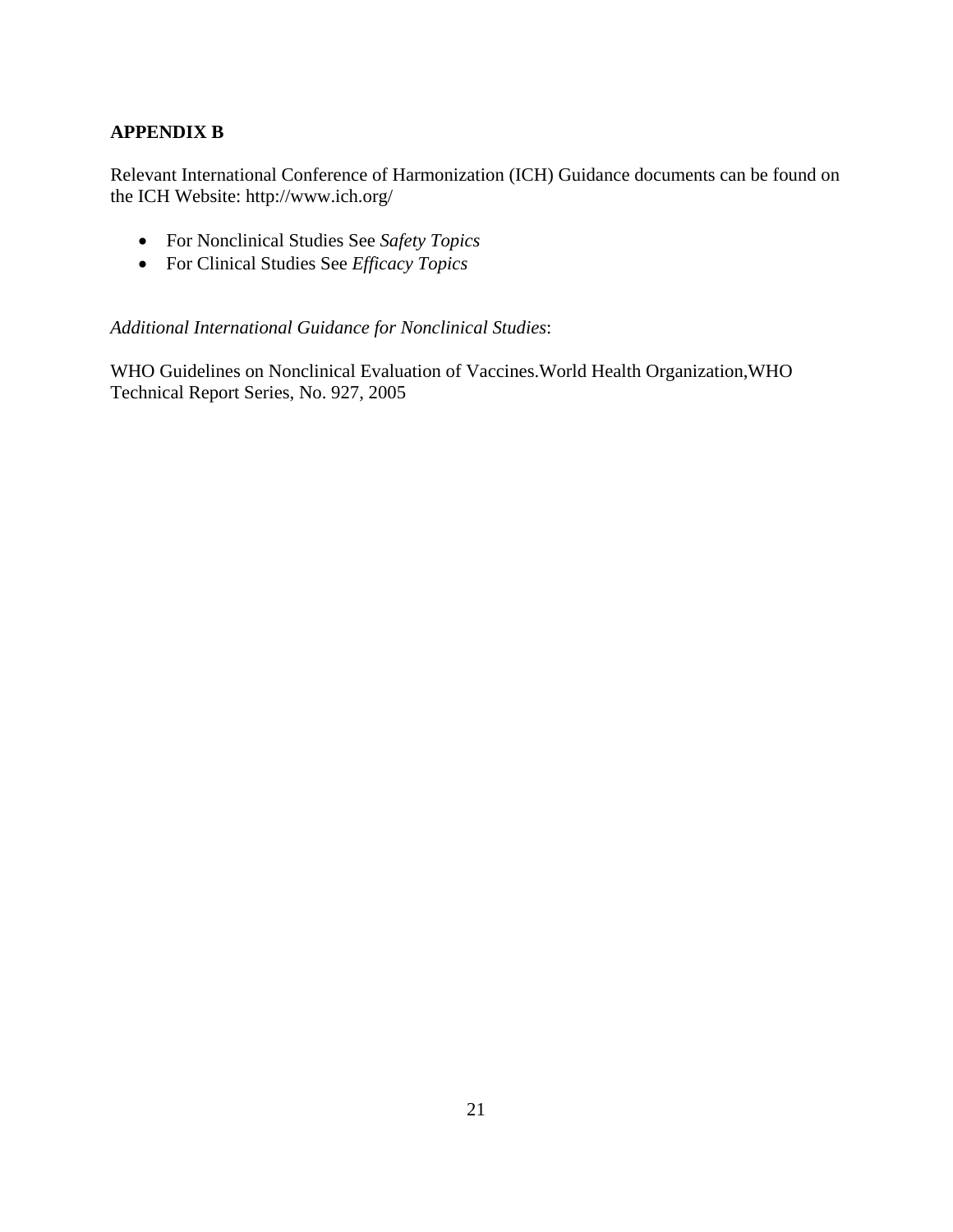## APPENDIX B

Relevant International Conference of Harmonization (ICH) Guidance documents can be found on the ICH Website: http://www.ich.org/

- For Nonclinical Studies See *Safety Topics*
- For Clinical Studies See *Efficacy Topics*

*Additional International Guidance for Nonclinical Studies*:

WHO Guidelines on Nonclinical Evaluation of Vaccines.World Health Organization,WHO Technical Report Series, No. 927, 2005